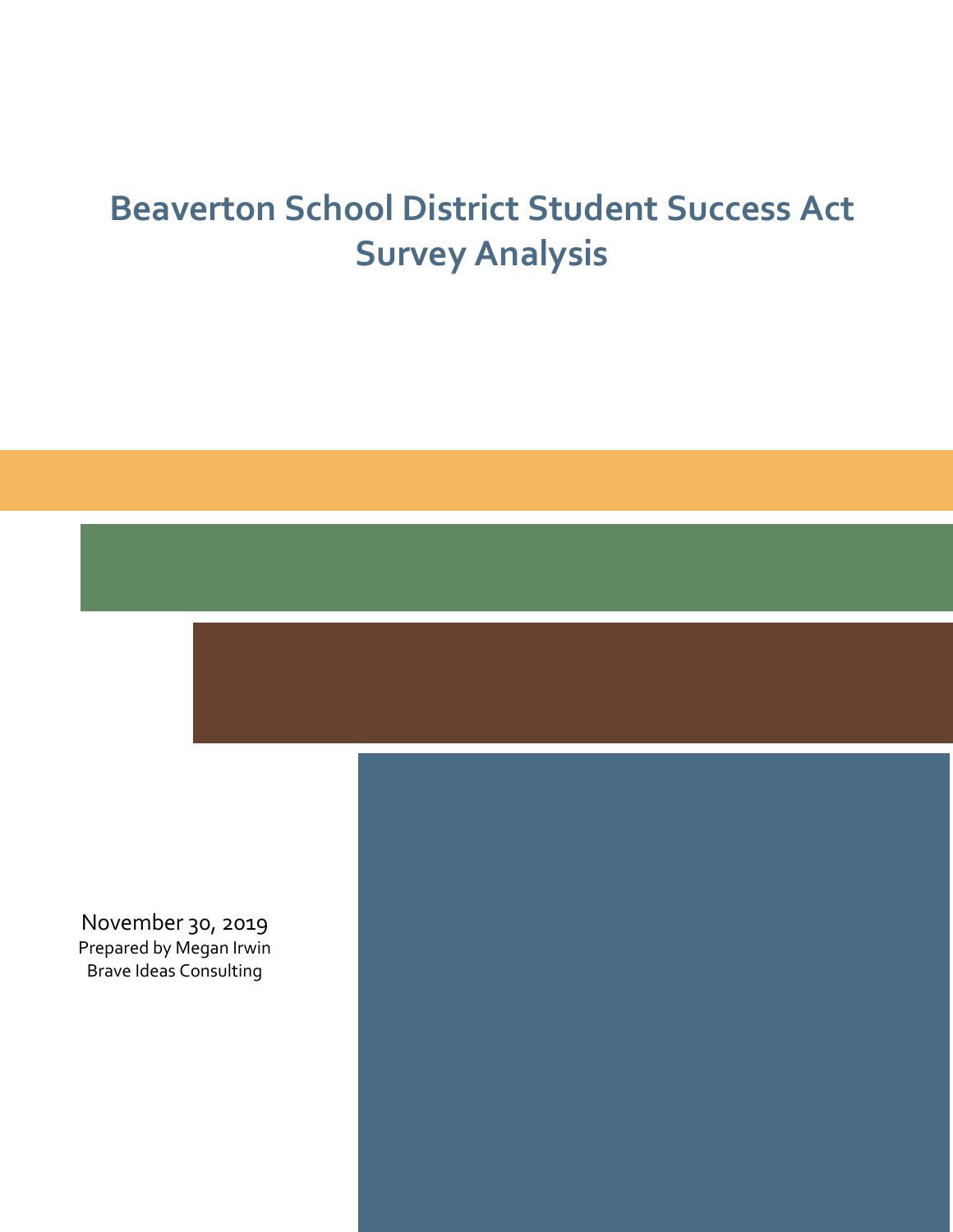# Beaverton School District Student Success Act Survey Analysis

November 30, 2019

Prepared by Megan Irwin

Brave Ideas Consulting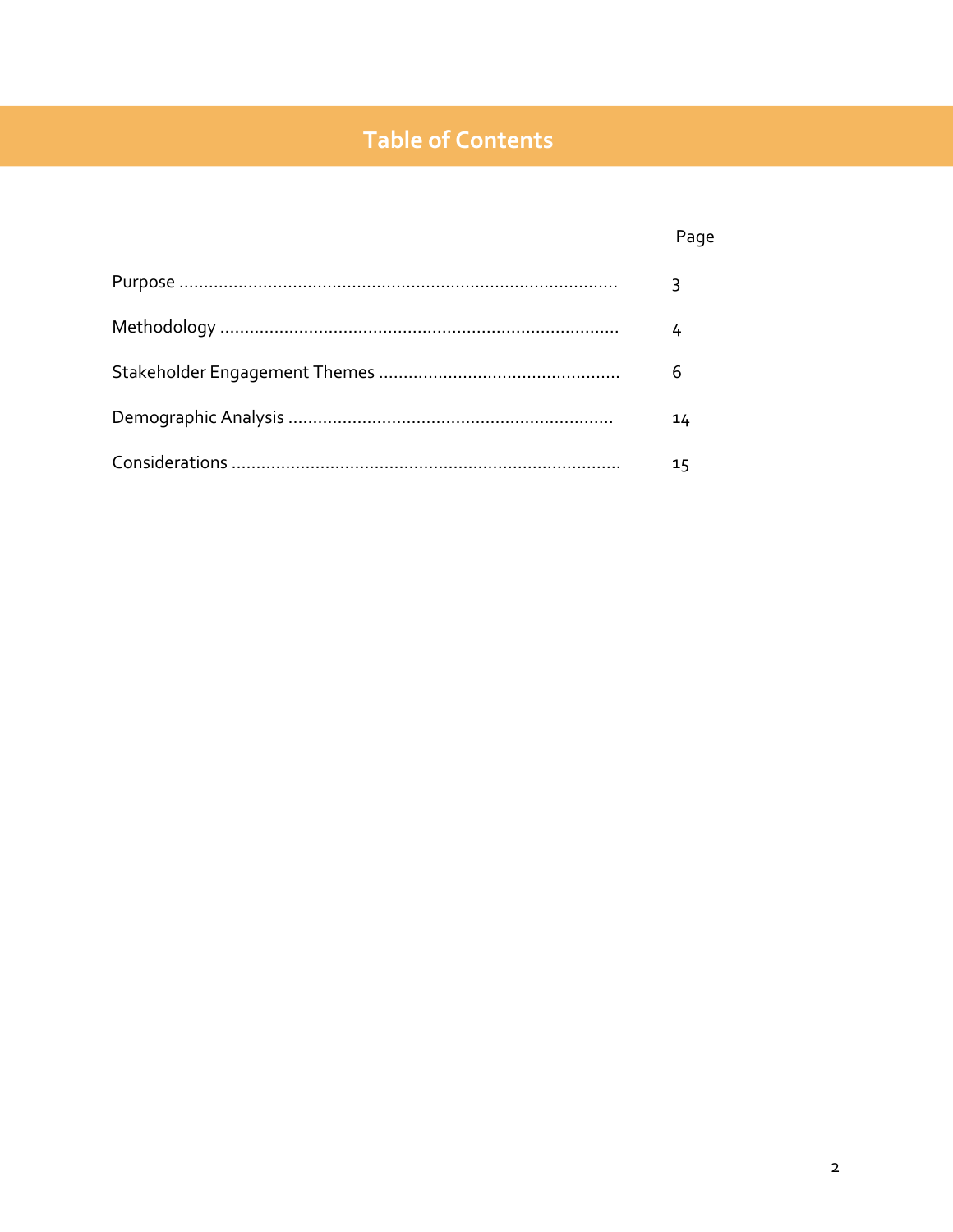# Table of Contents

| | Page |
|---|---|
| Purpose | 3 |
| Methodology | 4 |
| Stakeholder Engagement Themes | 6 |
| Demographic Analysis | 14 |
| Considerations | 15 |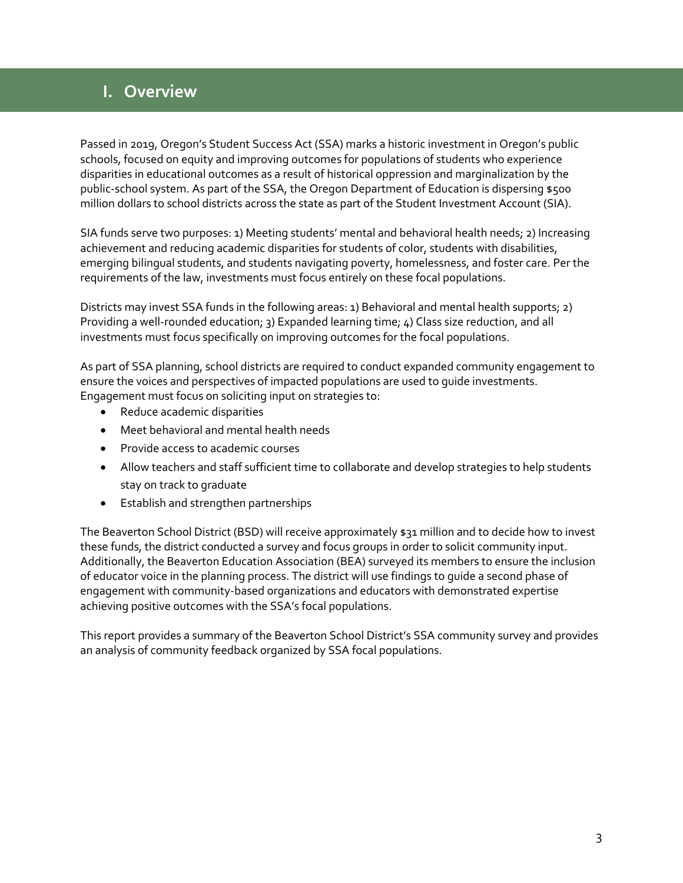# I. Overview

Passed in 2019, Oregon's Student Success Act (SSA) marks a historic investment in Oregon's public schools, focused on equity and improving outcomes for populations of students who experience disparities in educational outcomes as a result of historical oppression and marginalization by the public-school system. As part of the SSA, the Oregon Department of Education is dispersing $500 million dollars to school districts across the state as part of the Student Investment Account (SIA).

SIA funds serve two purposes: 1) Meeting students' mental and behavioral health needs; 2) Increasing achievement and reducing academic disparities for students of color, students with disabilities, emerging bilingual students, and students navigating poverty, homelessness, and foster care. Per the requirements of the law, investments must focus entirely on these focal populations.

Districts may invest SSA funds in the following areas: 1) Behavioral and mental health supports; 2) Providing a well-rounded education; 3) Expanded learning time; 4) Class size reduction, and all investments must focus specifically on improving outcomes for the focal populations.

As part of SSA planning, school districts are required to conduct expanded community engagement to ensure the voices and perspectives of impacted populations are used to guide investments. Engagement must focus on soliciting input on strategies to:

- Reduce academic disparities
- Meet behavioral and mental health needs
- Provide access to academic courses
- Allow teachers and staff sufficient time to collaborate and develop strategies to help students stay on track to graduate
- Establish and strengthen partnerships

The Beaverton School District (BSD) will receive approximately $31 million and to decide how to invest these funds, the district conducted a survey and focus groups in order to solicit community input. Additionally, the Beaverton Education Association (BEA) surveyed its members to ensure the inclusion of educator voice in the planning process. The district will use findings to guide a second phase of engagement with community-based organizations and educators with demonstrated expertise achieving positive outcomes with the SSA's focal populations.

This report provides a summary of the Beaverton School District's SSA community survey and provides an analysis of community feedback organized by SSA focal populations.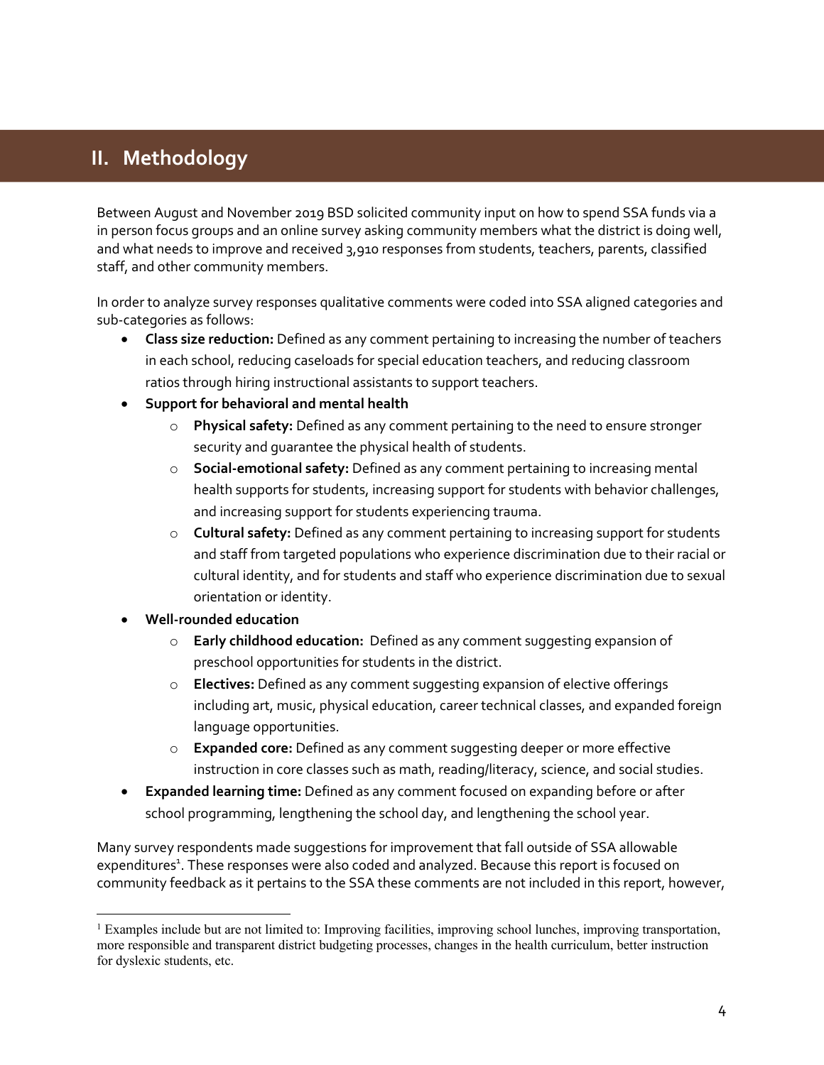## II. Methodology

Between August and November 2019 BSD solicited community input on how to spend SSA funds via a in person focus groups and an online survey asking community members what the district is doing well, and what needs to improve and received 3,910 responses from students, teachers, parents, classified staff, and other community members.

In order to analyze survey responses qualitative comments were coded into SSA aligned categories and sub-categories as follows:

- **Class size reduction:** Defined as any comment pertaining to increasing the number of teachers in each school, reducing caseloads for special education teachers, and reducing classroom ratios through hiring instructional assistants to support teachers.
- **Support for behavioral and mental health**
    - **Physical safety:** Defined as any comment pertaining to the need to ensure stronger security and guarantee the physical health of students.
    - **Social-emotional safety:** Defined as any comment pertaining to increasing mental health supports for students, increasing support for students with behavior challenges, and increasing support for students experiencing trauma.
    - **Cultural safety:** Defined as any comment pertaining to increasing support for students and staff from targeted populations who experience discrimination due to their racial or cultural identity, and for students and staff who experience discrimination due to sexual orientation or identity.
- **Well-rounded education**
    - **Early childhood education:** Defined as any comment suggesting expansion of preschool opportunities for students in the district.
    - **Electives:** Defined as any comment suggesting expansion of elective offerings including art, music, physical education, career technical classes, and expanded foreign language opportunities.
    - **Expanded core:** Defined as any comment suggesting deeper or more effective instruction in core classes such as math, reading/literacy, science, and social studies.
- **Expanded learning time:** Defined as any comment focused on expanding before or after school programming, lengthening the school day, and lengthening the school year.

Many survey respondents made suggestions for improvement that fall outside of SSA allowable expenditures[1]. These responses were also coded and analyzed. Because this report is focused on community feedback as it pertains to the SSA these comments are not included in this report, however,

[1] Examples include but are not limited to: Improving facilities, improving school lunches, improving transportation, more responsible and transparent district budgeting processes, changes in the health curriculum, better instruction for dyslexic students, etc.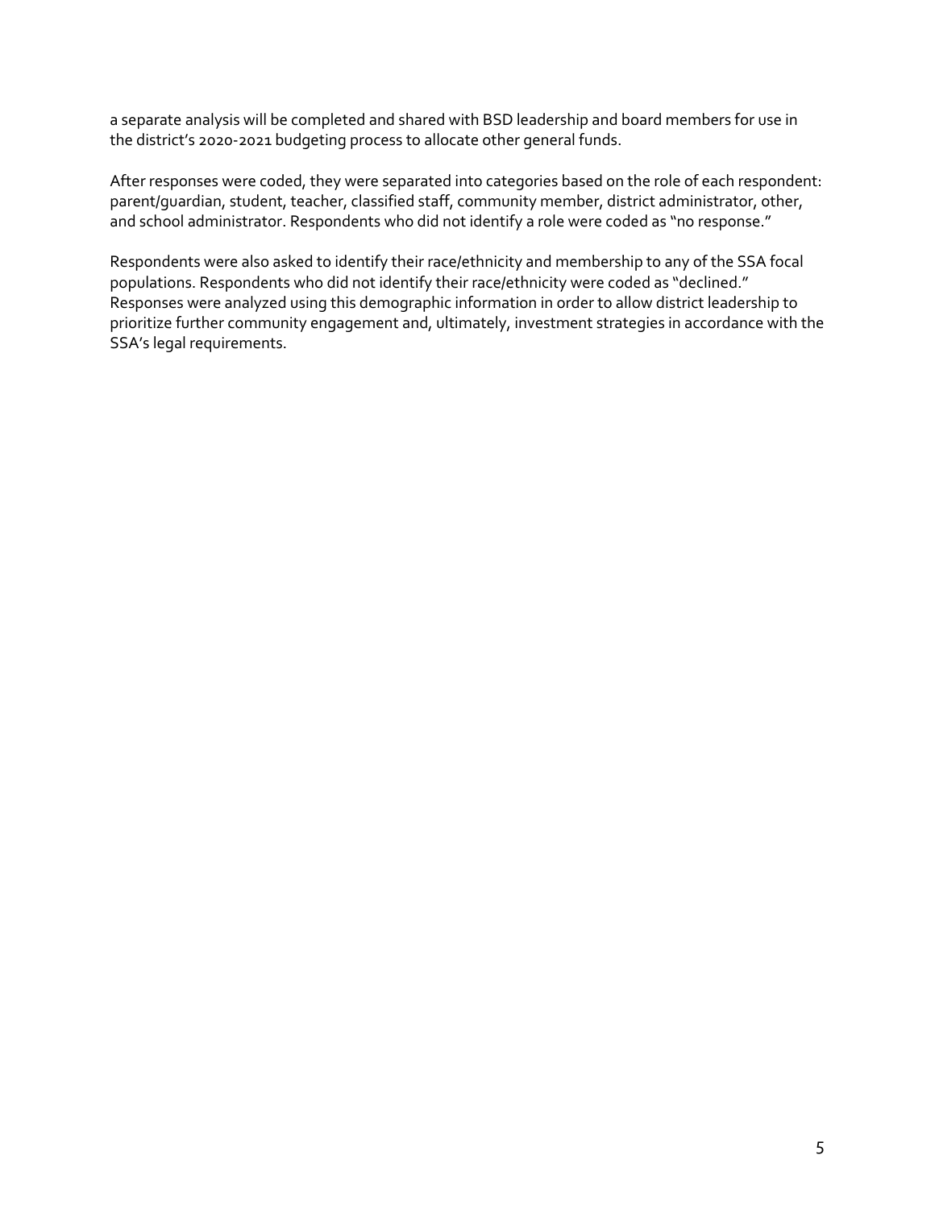a separate analysis will be completed and shared with BSD leadership and board members for use in the district's 2020-2021 budgeting process to allocate other general funds.

After responses were coded, they were separated into categories based on the role of each respondent: parent/guardian, student, teacher, classified staff, community member, district administrator, other, and school administrator. Respondents who did not identify a role were coded as "no response."

Respondents were also asked to identify their race/ethnicity and membership to any of the SSA focal populations. Respondents who did not identify their race/ethnicity were coded as "declined." Responses were analyzed using this demographic information in order to allow district leadership to prioritize further community engagement and, ultimately, investment strategies in accordance with the SSA's legal requirements.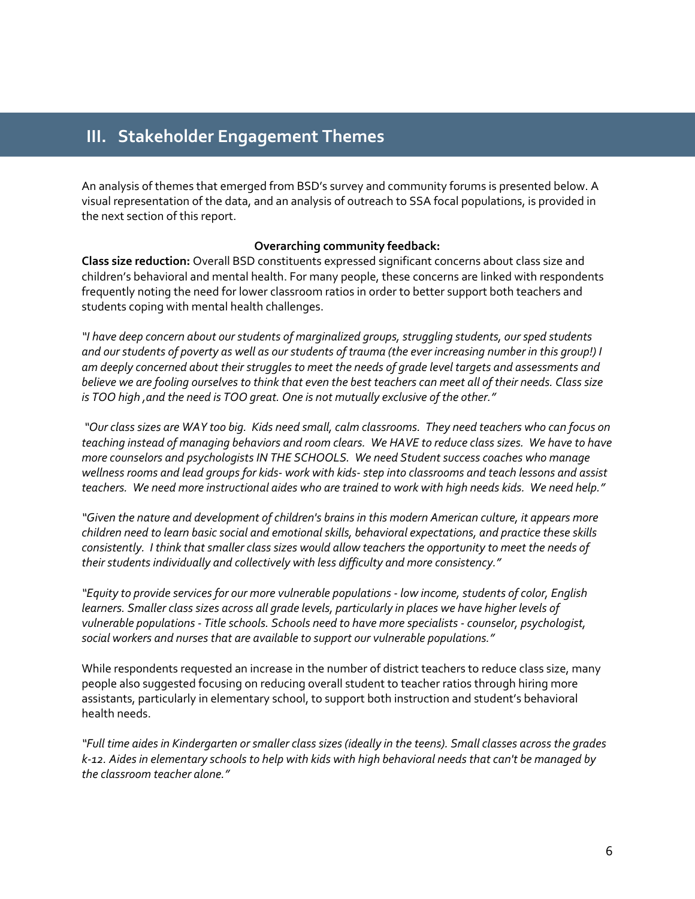## III. Stakeholder Engagement Themes

An analysis of themes that emerged from BSD's survey and community forums is presented below. A visual representation of the data, and an analysis of outreach to SSA focal populations, is provided in the next section of this report.

**Overarching community feedback:**

**Class size reduction:** Overall BSD constituents expressed significant concerns about class size and children's behavioral and mental health. For many people, these concerns are linked with respondents frequently noting the need for lower classroom ratios in order to better support both teachers and students coping with mental health challenges.

*"I have deep concern about our students of marginalized groups, struggling students, our sped students and our students of poverty as well as our students of trauma (the ever increasing number in this group!) I am deeply concerned about their struggles to meet the needs of grade level targets and assessments and believe we are fooling ourselves to think that even the best teachers can meet all of their needs. Class size is TOO high ,and the need is TOO great. One is not mutually exclusive of the other."*

*"Our class sizes are WAY too big. Kids need small, calm classrooms. They need teachers who can focus on teaching instead of managing behaviors and room clears. We HAVE to reduce class sizes. We have to have more counselors and psychologists IN THE SCHOOLS. We need Student success coaches who manage wellness rooms and lead groups for kids- work with kids- step into classrooms and teach lessons and assist teachers. We need more instructional aides who are trained to work with high needs kids. We need help."*

*"Given the nature and development of children's brains in this modern American culture, it appears more children need to learn basic social and emotional skills, behavioral expectations, and practice these skills consistently. I think that smaller class sizes would allow teachers the opportunity to meet the needs of their students individually and collectively with less difficulty and more consistency."*

*"Equity to provide services for our more vulnerable populations - low income, students of color, English learners. Smaller class sizes across all grade levels, particularly in places we have higher levels of vulnerable populations - Title schools. Schools need to have more specialists - counselor, psychologist, social workers and nurses that are available to support our vulnerable populations."*

While respondents requested an increase in the number of district teachers to reduce class size, many people also suggested focusing on reducing overall student to teacher ratios through hiring more assistants, particularly in elementary school, to support both instruction and student's behavioral health needs.

*"Full time aides in Kindergarten or smaller class sizes (ideally in the teens). Small classes across the grades k-12. Aides in elementary schools to help with kids with high behavioral needs that can't be managed by the classroom teacher alone."*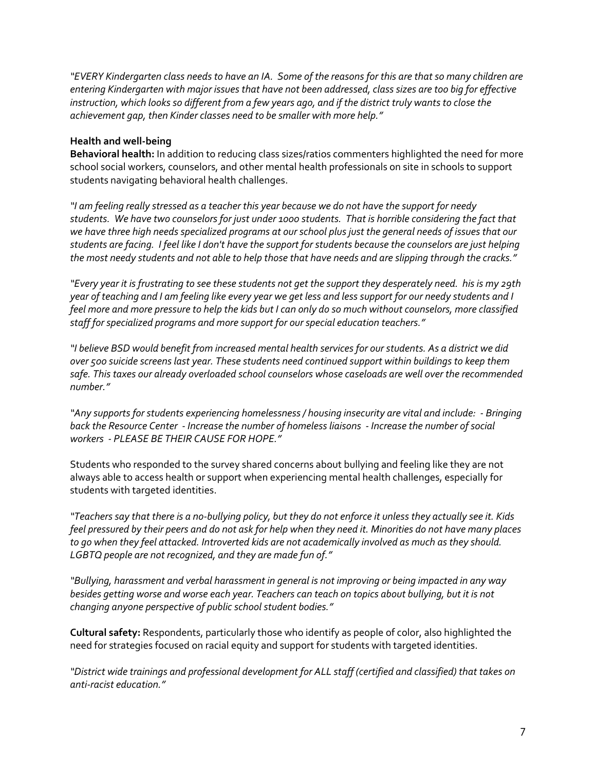*"EVERY Kindergarten class needs to have an IA. Some of the reasons for this are that so many children are entering Kindergarten with major issues that have not been addressed, class sizes are too big for effective instruction, which looks so different from a few years ago, and if the district truly wants to close the achievement gap, then Kinder classes need to be smaller with more help."*

**Health and well-being**

**Behavioral health:** In addition to reducing class sizes/ratios commenters highlighted the need for more school social workers, counselors, and other mental health professionals on site in schools to support students navigating behavioral health challenges.

*"I am feeling really stressed as a teacher this year because we do not have the support for needy students. We have two counselors for just under 1000 students. That is horrible considering the fact that we have three high needs specialized programs at our school plus just the general needs of issues that our students are facing. I feel like I don't have the support for students because the counselors are just helping the most needy students and not able to help those that have needs and are slipping through the cracks."*

*"Every year it is frustrating to see these students not get the support they desperately need. his is my 29th year of teaching and I am feeling like every year we get less and less support for our needy students and I feel more and more pressure to help the kids but I can only do so much without counselors, more classified staff for specialized programs and more support for our special education teachers."*

*"I believe BSD would benefit from increased mental health services for our students. As a district we did over 500 suicide screens last year. These students need continued support within buildings to keep them safe. This taxes our already overloaded school counselors whose caseloads are well over the recommended number."*

*"Any supports for students experiencing homelessness / housing insecurity are vital and include: - Bringing back the Resource Center - Increase the number of homeless liaisons - Increase the number of social workers - PLEASE BE THEIR CAUSE FOR HOPE."*

Students who responded to the survey shared concerns about bullying and feeling like they are not always able to access health or support when experiencing mental health challenges, especially for students with targeted identities.

*"Teachers say that there is a no-bullying policy, but they do not enforce it unless they actually see it. Kids feel pressured by their peers and do not ask for help when they need it. Minorities do not have many places to go when they feel attacked. Introverted kids are not academically involved as much as they should. LGBTQ people are not recognized, and they are made fun of."*

*"Bullying, harassment and verbal harassment in general is not improving or being impacted in any way besides getting worse and worse each year. Teachers can teach on topics about bullying, but it is not changing anyone perspective of public school student bodies."*

**Cultural safety:** Respondents, particularly those who identify as people of color, also highlighted the need for strategies focused on racial equity and support for students with targeted identities.

*"District wide trainings and professional development for ALL staff (certified and classified) that takes on anti-racist education."*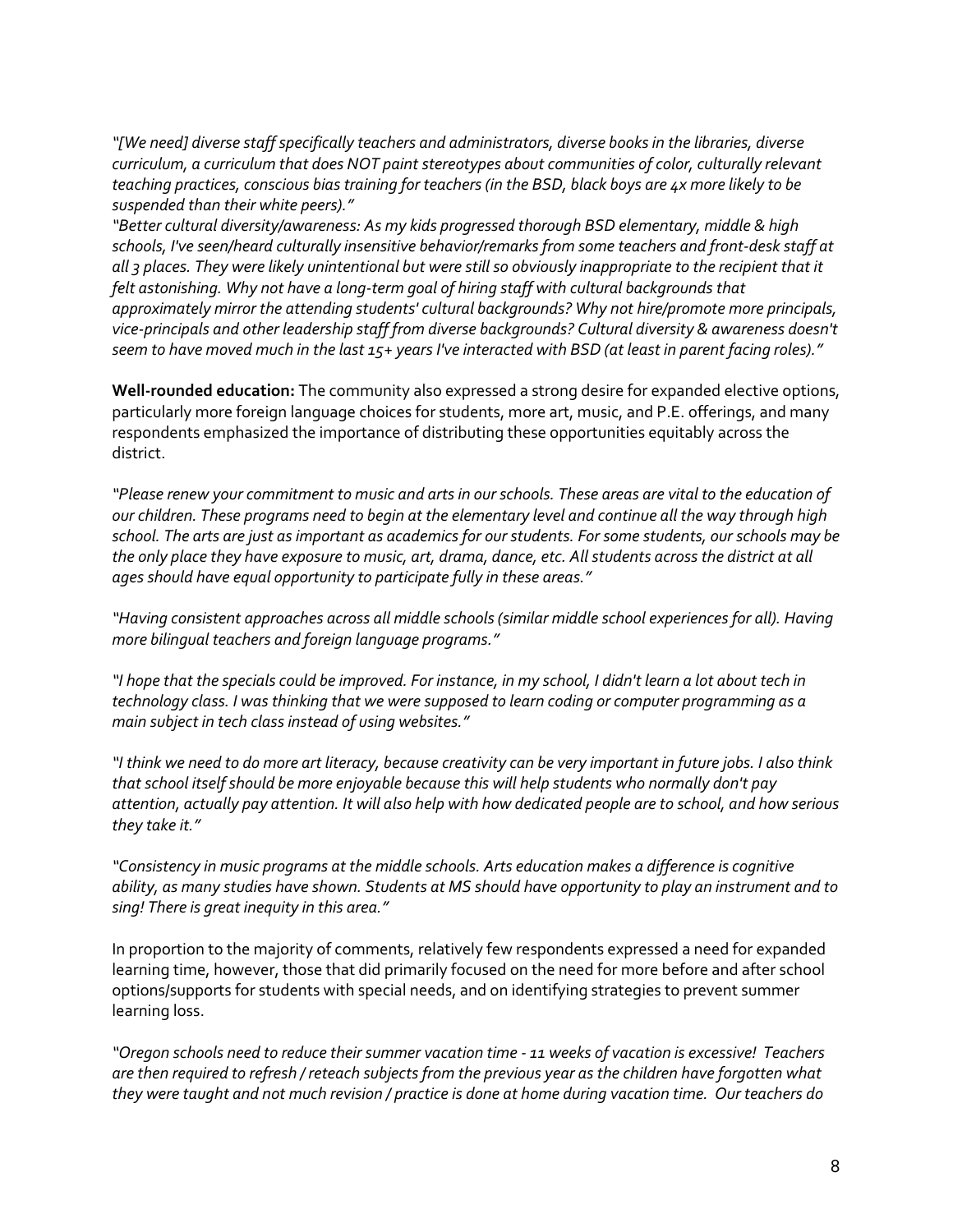*"[We need] diverse staff specifically teachers and administrators, diverse books in the libraries, diverse curriculum, a curriculum that does NOT paint stereotypes about communities of color, culturally relevant teaching practices, conscious bias training for teachers (in the BSD, black boys are 4x more likely to be suspended than their white peers)."*

*"Better cultural diversity/awareness: As my kids progressed thorough BSD elementary, middle & high schools, I've seen/heard culturally insensitive behavior/remarks from some teachers and front-desk staff at all 3 places. They were likely unintentional but were still so obviously inappropriate to the recipient that it felt astonishing. Why not have a long-term goal of hiring staff with cultural backgrounds that approximately mirror the attending students' cultural backgrounds? Why not hire/promote more principals, vice-principals and other leadership staff from diverse backgrounds? Cultural diversity & awareness doesn't seem to have moved much in the last 15+ years I've interacted with BSD (at least in parent facing roles)."*

**Well-rounded education:** The community also expressed a strong desire for expanded elective options, particularly more foreign language choices for students, more art, music, and P.E. offerings, and many respondents emphasized the importance of distributing these opportunities equitably across the district.

*"Please renew your commitment to music and arts in our schools. These areas are vital to the education of our children. These programs need to begin at the elementary level and continue all the way through high school. The arts are just as important as academics for our students. For some students, our schools may be the only place they have exposure to music, art, drama, dance, etc. All students across the district at all ages should have equal opportunity to participate fully in these areas."*

*"Having consistent approaches across all middle schools (similar middle school experiences for all). Having more bilingual teachers and foreign language programs."*

*"I hope that the specials could be improved. For instance, in my school, I didn't learn a lot about tech in technology class. I was thinking that we were supposed to learn coding or computer programming as a main subject in tech class instead of using websites."*

*"I think we need to do more art literacy, because creativity can be very important in future jobs. I also think that school itself should be more enjoyable because this will help students who normally don't pay attention, actually pay attention. It will also help with how dedicated people are to school, and how serious they take it."*

*"Consistency in music programs at the middle schools. Arts education makes a difference is cognitive ability, as many studies have shown. Students at MS should have opportunity to play an instrument and to sing! There is great inequity in this area."*

In proportion to the majority of comments, relatively few respondents expressed a need for expanded learning time, however, those that did primarily focused on the need for more before and after school options/supports for students with special needs, and on identifying strategies to prevent summer learning loss.

*"Oregon schools need to reduce their summer vacation time - 11 weeks of vacation is excessive! Teachers are then required to refresh / reteach subjects from the previous year as the children have forgotten what they were taught and not much revision / practice is done at home during vacation time. Our teachers do*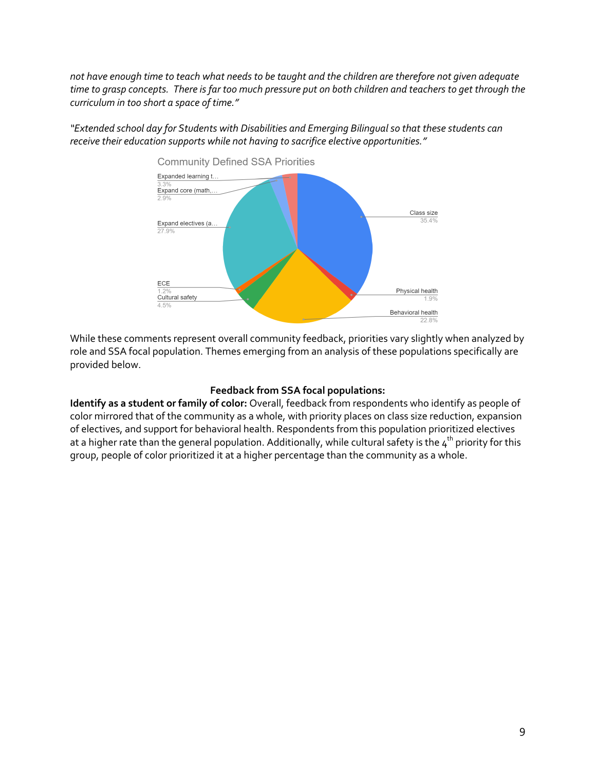*not have enough time to teach what needs to be taught and the children are therefore not given adequate time to grasp concepts. There is far too much pressure put on both children and teachers to get through the curriculum in too short a space of time."*

*"Extended school day for Students with Disabilities and Emerging Bilingual so that these students can receive their education supports while not having to sacrifice elective opportunities."*

**Community Defined SSA Priorities**

| Priority | Percentage |
| --- | --- |
| Class size | 35.4% |
| Expand electives (a… | 27.9% |
| Behavioral health | 22.8% |
| Cultural safety | 4.5% |
| Expanded learning t… | 3.3% |
| Expand core (math,… | 2.9% |
| Physical health | 1.9% |
| ECE | 1.2% |

While these comments represent overall community feedback, priorities vary slightly when analyzed by role and SSA focal population. Themes emerging from an analysis of these populations specifically are provided below.

**Feedback from SSA focal populations:**

**Identify as a student or family of color:** Overall, feedback from respondents who identify as people of color mirrored that of the community as a whole, with priority places on class size reduction, expansion of electives, and support for behavioral health. Respondents from this population prioritized electives at a higher rate than the general population. Additionally, while cultural safety is the 4th priority for this group, people of color prioritized it at a higher percentage than the community as a whole.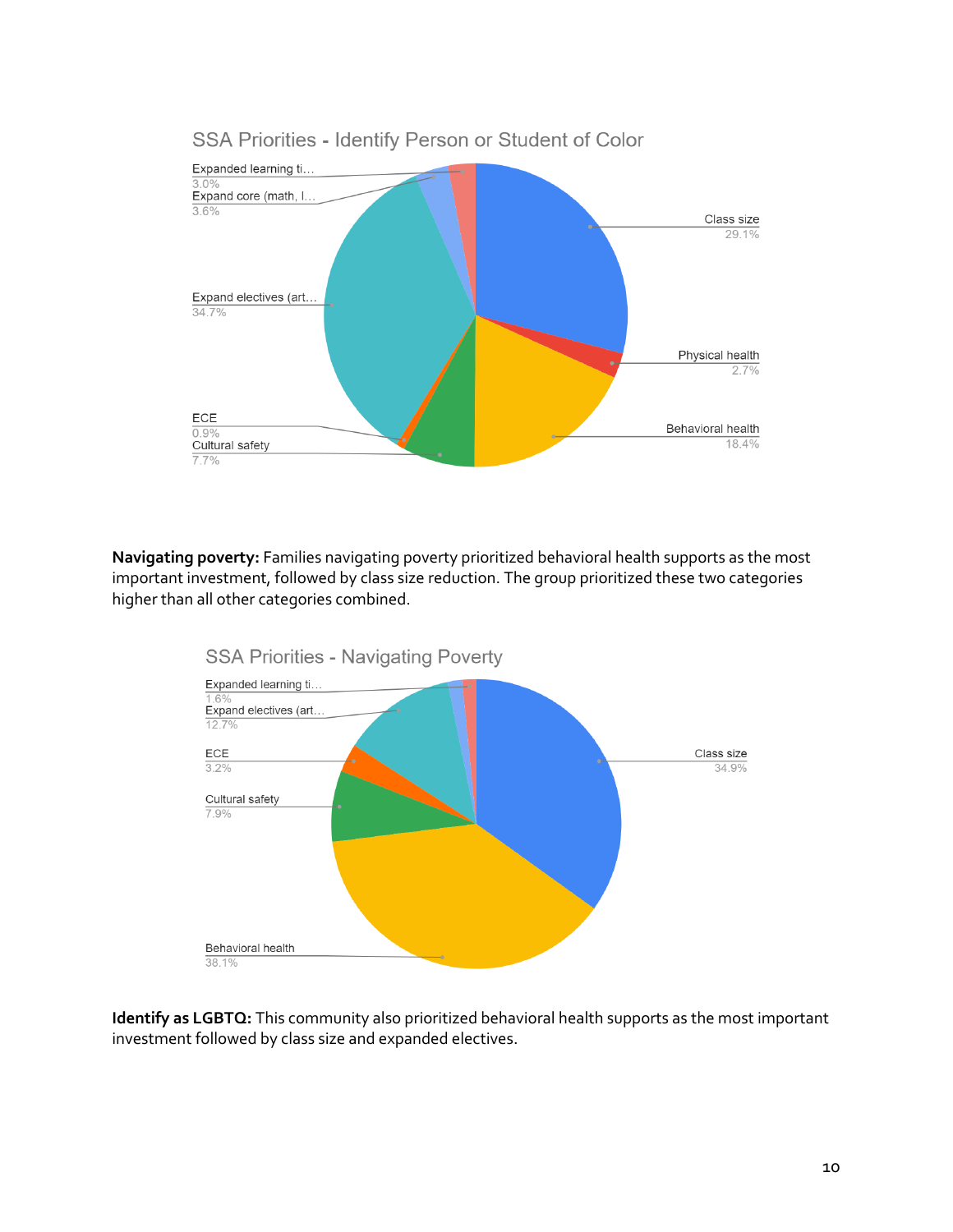SSA Priorities - Identify Person or Student of Color

| Category | Percentage |
| --- | --- |
| Class size | 29.1% |
| Physical health | 2.7% |
| Behavioral health | 18.4% |
| Cultural safety | 7.7% |
| ECE | 0.9% |
| Expand electives (art… | 34.7% |
| Expand core (math, l… | 3.6% |
| Expanded learning ti… | 3.0% |

**Navigating poverty:** Families navigating poverty prioritized behavioral health supports as the most important investment, followed by class size reduction. The group prioritized these two categories higher than all other categories combined.

SSA Priorities - Navigating Poverty

| Category | Percentage |
| --- | --- |
| Class size | 34.9% |
| Behavioral health | 38.1% |
| Cultural safety | 7.9% |
| ECE | 3.2% |
| Expand electives (art… | 12.7% |
| Expanded learning ti… | 1.6% |

**Identify as LGBTQ:** This community also prioritized behavioral health supports as the most important investment followed by class size and expanded electives.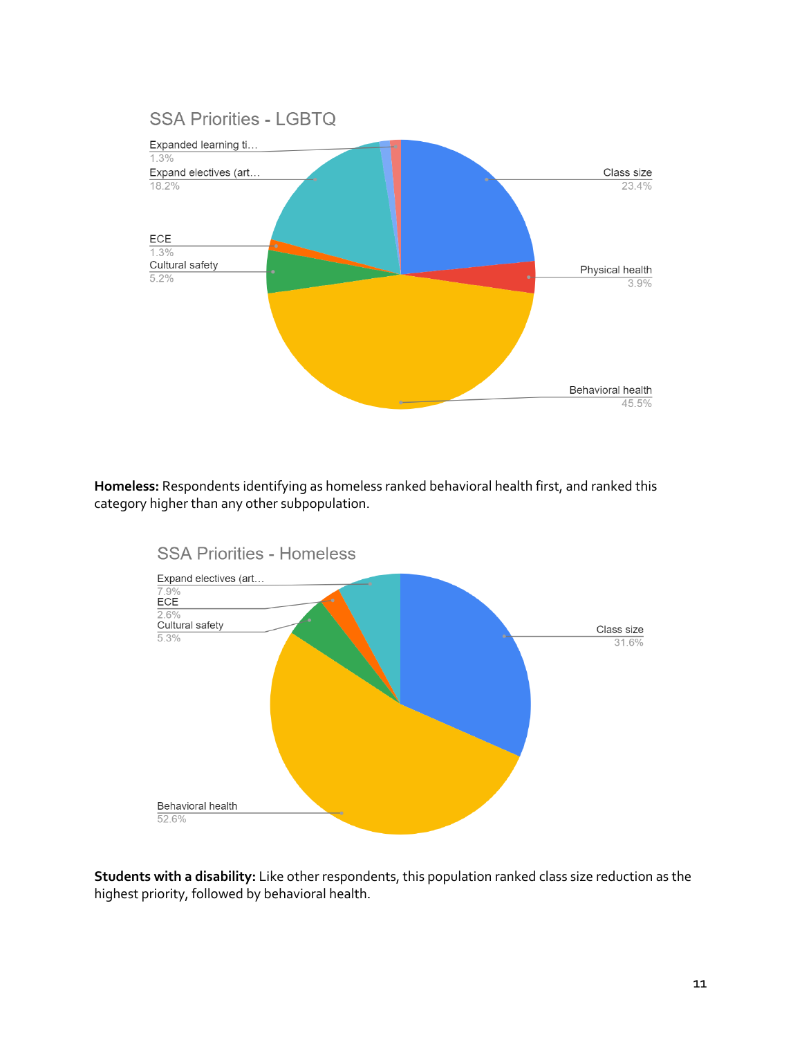SSA Priorities - LGBTQ

| Category | Percentage |
| --- | --- |
| Expanded learning ti… | 1.3% |
| Expand electives (art… | 18.2% |
| ECE | 1.3% |
| Cultural safety | 5.2% |
| Class size | 23.4% |
| Physical health | 3.9% |
| Behavioral health | 45.5% |

**Homeless:** Respondents identifying as homeless ranked behavioral health first, and ranked this category higher than any other subpopulation.

SSA Priorities - Homeless

| Category | Percentage |
| --- | --- |
| Expand electives (art… | 7.9% |
| ECE | 2.6% |
| Cultural safety | 5.3% |
| Class size | 31.6% |
| Behavioral health | 52.6% |

**Students with a disability:** Like other respondents, this population ranked class size reduction as the highest priority, followed by behavioral health.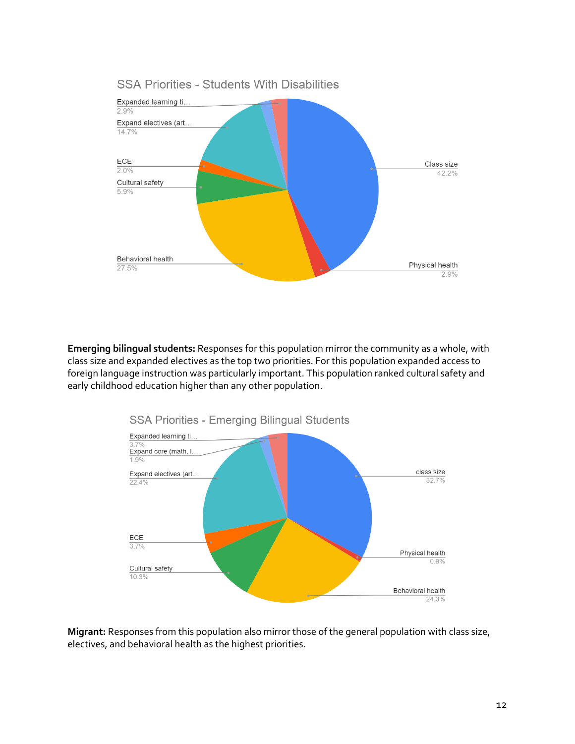SSA Priorities - Students With Disabilities

- Expanded learning ti… 2.9%
- Expand electives (art… 14.7%
- ECE 2.0%
- Cultural safety 5.9%
- Behavioral health 27.5%
- Class size 42.2%
- Physical health 2.9%

**Emerging bilingual students:** Responses for this population mirror the community as a whole, with class size and expanded electives as the top two priorities. For this population expanded access to foreign language instruction was particularly important. This population ranked cultural safety and early childhood education higher than any other population.

SSA Priorities - Emerging Bilingual Students

- Expanded learning ti… 3.7%
- Expand core (math, l… 1.9%
- Expand electives (art… 22.4%
- ECE 3.7%
- Cultural safety 10.3%
- class size 32.7%
- Physical health 0.9%
- Behavioral health 24.3%

**Migrant:** Responses from this population also mirror those of the general population with class size, electives, and behavioral health as the highest priorities.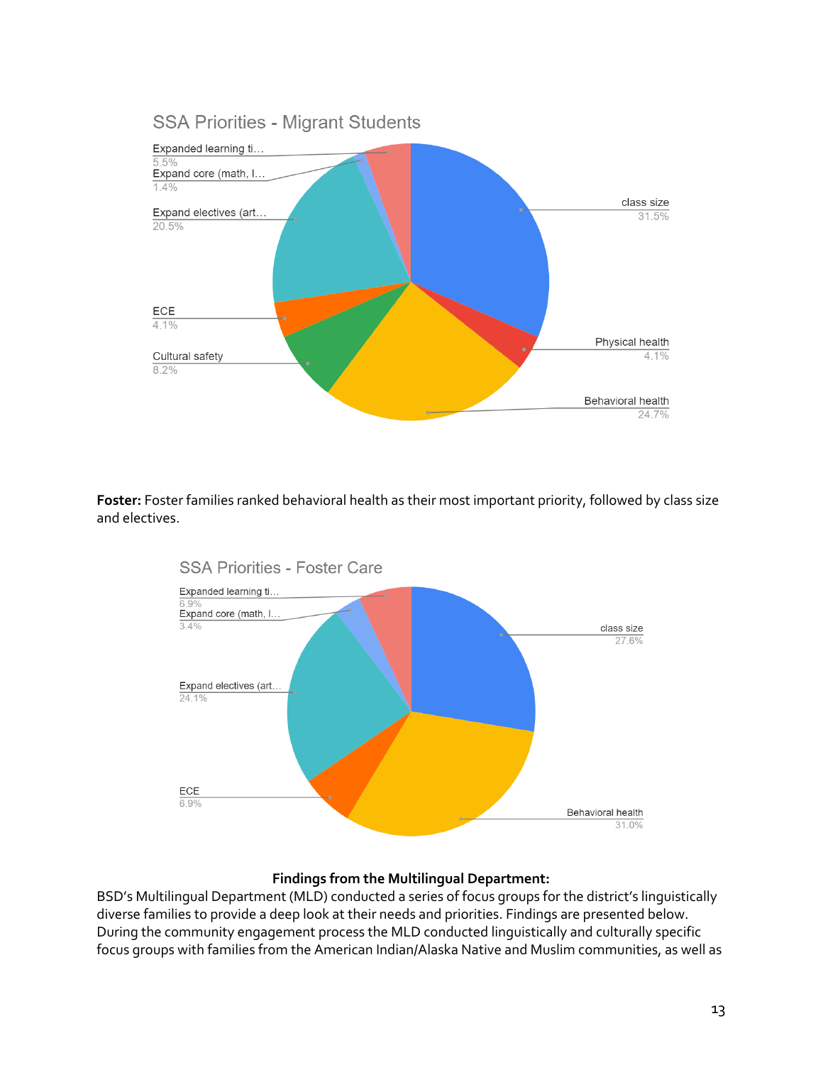SSA Priorities - Migrant Students

| Priority | Percentage |
|---|---|
| class size | 31.5% |
| Physical health | 4.1% |
| Behavioral health | 24.7% |
| Cultural safety | 8.2% |
| ECE | 4.1% |
| Expand electives (art… | 20.5% |
| Expand core (math, l… | 1.4% |
| Expanded learning ti… | 5.5% |

**Foster:** Foster families ranked behavioral health as their most important priority, followed by class size and electives.

SSA Priorities - Foster Care

| Priority | Percentage |
|---|---|
| class size | 27.6% |
| Behavioral health | 31.0% |
| ECE | 6.9% |
| Expand electives (art… | 24.1% |
| Expand core (math, l… | 3.4% |
| Expanded learning ti… | 6.9% |

**Findings from the Multilingual Department:**

BSD's Multilingual Department (MLD) conducted a series of focus groups for the district's linguistically diverse families to provide a deep look at their needs and priorities. Findings are presented below. During the community engagement process the MLD conducted linguistically and culturally specific focus groups with families from the American Indian/Alaska Native and Muslim communities, as well as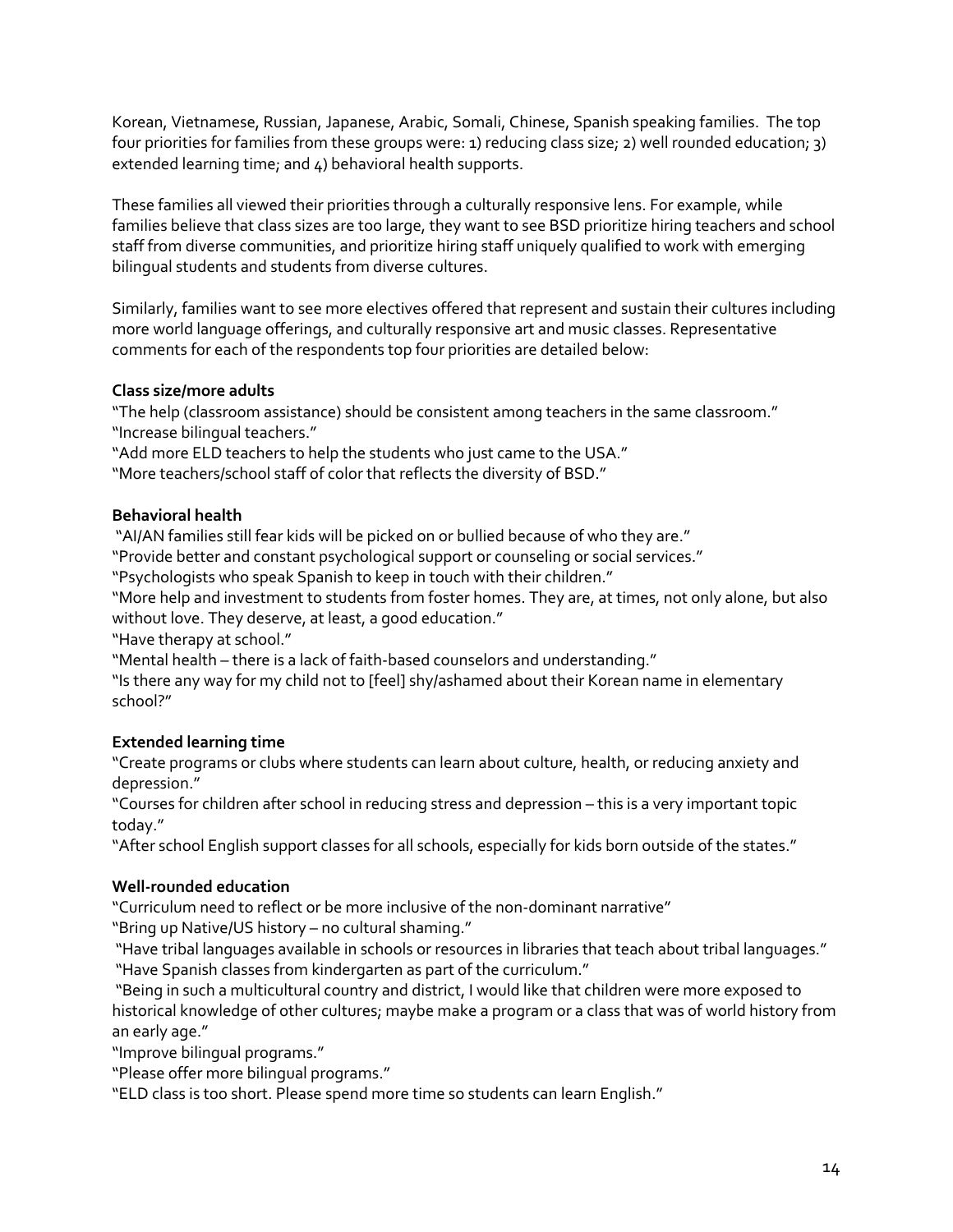Korean, Vietnamese, Russian, Japanese, Arabic, Somali, Chinese, Spanish speaking families. The top four priorities for families from these groups were: 1) reducing class size; 2) well rounded education; 3) extended learning time; and 4) behavioral health supports.

These families all viewed their priorities through a culturally responsive lens. For example, while families believe that class sizes are too large, they want to see BSD prioritize hiring teachers and school staff from diverse communities, and prioritize hiring staff uniquely qualified to work with emerging bilingual students and students from diverse cultures.

Similarly, families want to see more electives offered that represent and sustain their cultures including more world language offerings, and culturally responsive art and music classes. Representative comments for each of the respondents top four priorities are detailed below:

**Class size/more adults**

"The help (classroom assistance) should be consistent among teachers in the same classroom."
"Increase bilingual teachers."
"Add more ELD teachers to help the students who just came to the USA."
"More teachers/school staff of color that reflects the diversity of BSD."

**Behavioral health**

"AI/AN families still fear kids will be picked on or bullied because of who they are."
"Provide better and constant psychological support or counseling or social services."
"Psychologists who speak Spanish to keep in touch with their children."
"More help and investment to students from foster homes. They are, at times, not only alone, but also without love. They deserve, at least, a good education."
"Have therapy at school."
"Mental health – there is a lack of faith-based counselors and understanding."
"Is there any way for my child not to [feel] shy/ashamed about their Korean name in elementary school?"

**Extended learning time**

"Create programs or clubs where students can learn about culture, health, or reducing anxiety and depression."
"Courses for children after school in reducing stress and depression – this is a very important topic today."
"After school English support classes for all schools, especially for kids born outside of the states."

**Well-rounded education**

"Curriculum need to reflect or be more inclusive of the non-dominant narrative"
"Bring up Native/US history – no cultural shaming."
"Have tribal languages available in schools or resources in libraries that teach about tribal languages."
"Have Spanish classes from kindergarten as part of the curriculum."
"Being in such a multicultural country and district, I would like that children were more exposed to historical knowledge of other cultures; maybe make a program or a class that was of world history from an early age."
"Improve bilingual programs."
"Please offer more bilingual programs."
"ELD class is too short. Please spend more time so students can learn English."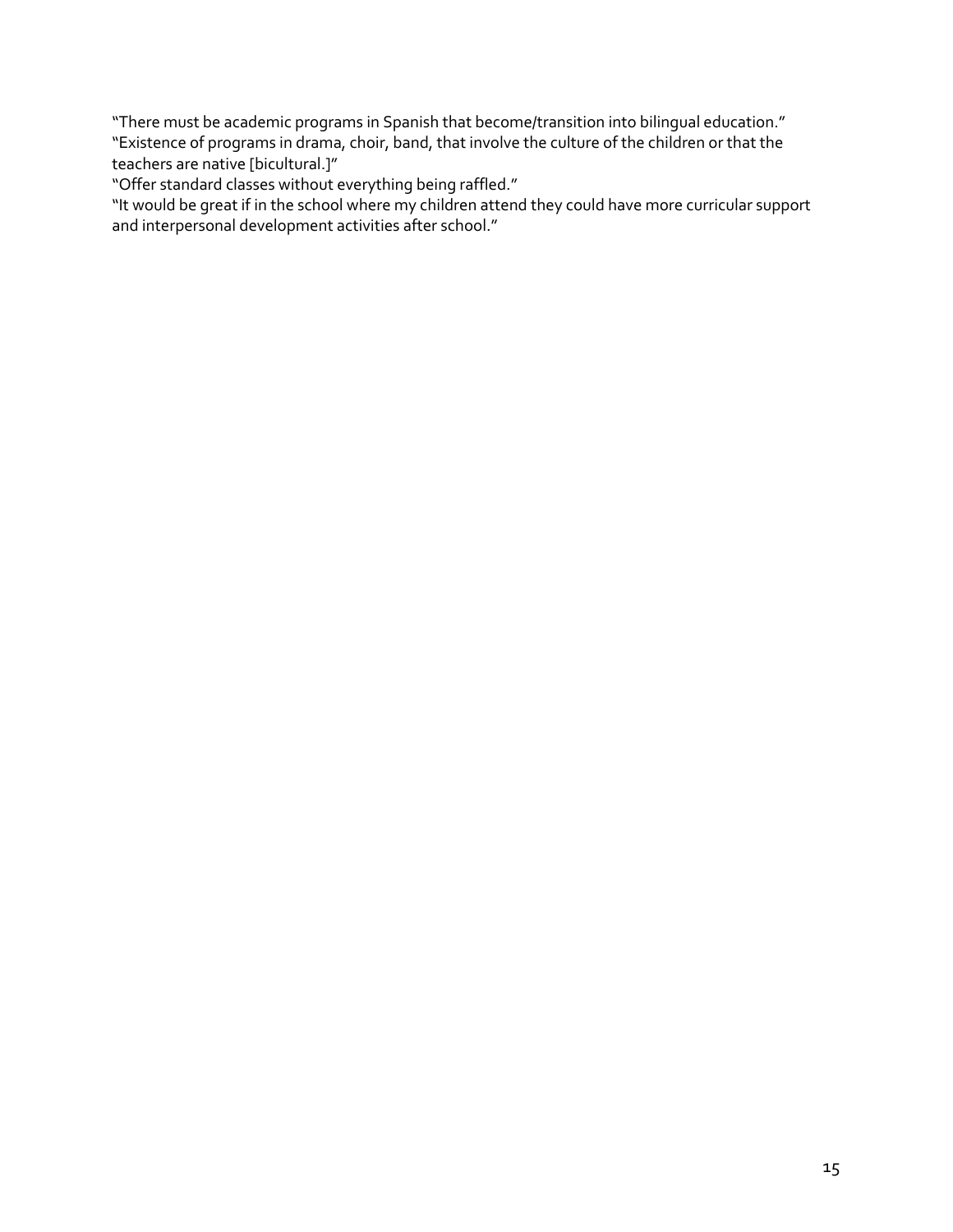“There must be academic programs in Spanish that become/transition into bilingual education.”
“Existence of programs in drama, choir, band, that involve the culture of the children or that the teachers are native [bicultural.]”
“Offer standard classes without everything being raffled.”
“It would be great if in the school where my children attend they could have more curricular support and interpersonal development activities after school.”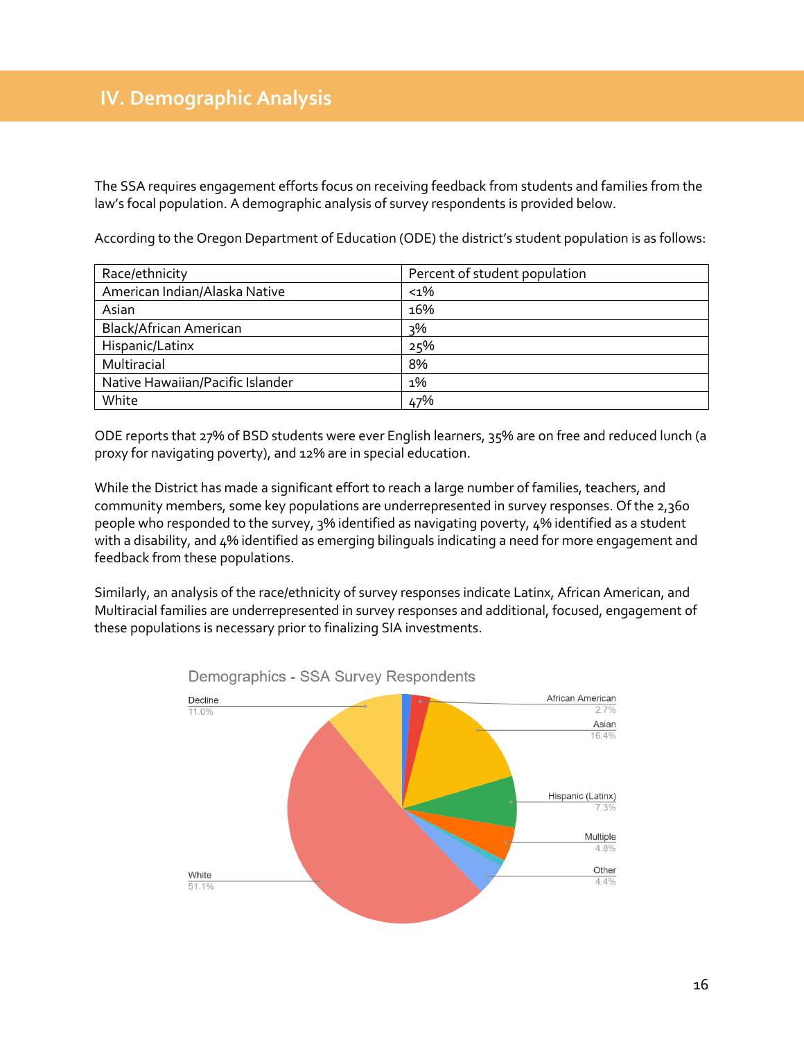# IV. Demographic Analysis

The SSA requires engagement efforts focus on receiving feedback from students and families from the law's focal population. A demographic analysis of survey respondents is provided below.

According to the Oregon Department of Education (ODE) the district's student population is as follows:

| Race/ethnicity | Percent of student population |
|---|---|
| American Indian/Alaska Native | <1% |
| Asian | 16% |
| Black/African American | 3% |
| Hispanic/Latinx | 25% |
| Multiracial | 8% |
| Native Hawaiian/Pacific Islander | 1% |
| White | 47% |

ODE reports that 27% of BSD students were ever English learners, 35% are on free and reduced lunch (a proxy for navigating poverty), and 12% are in special education.

While the District has made a significant effort to reach a large number of families, teachers, and community members, some key populations are underrepresented in survey responses. Of the 2,360 people who responded to the survey, 3% identified as navigating poverty, 4% identified as a student with a disability, and 4% identified as emerging bilinguals indicating a need for more engagement and feedback from these populations.

Similarly, an analysis of the race/ethnicity of survey responses indicate Latinx, African American, and Multiracial families are underrepresented in survey responses and additional, focused, engagement of these populations is necessary prior to finalizing SIA investments.

Demographics - SSA Survey Respondents

- Decline: 11.0%
- African American: 2.7%
- Asian: 16.4%
- Hispanic (Latinx): 7.3%
- Multiple: 4.8%
- Other: 4.4%
- White: 51.1%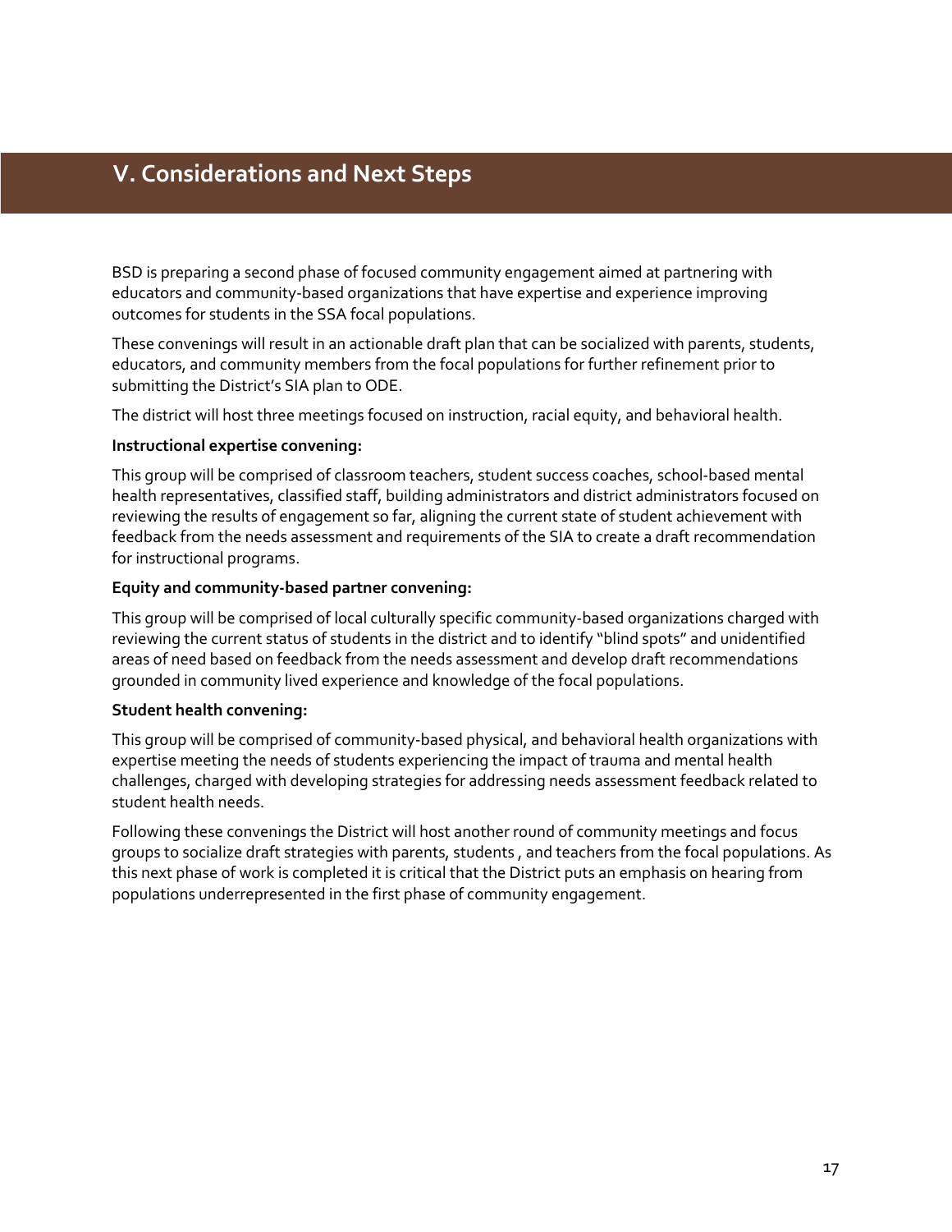## V. Considerations and Next Steps

BSD is preparing a second phase of focused community engagement aimed at partnering with educators and community-based organizations that have expertise and experience improving outcomes for students in the SSA focal populations.

These convenings will result in an actionable draft plan that can be socialized with parents, students, educators, and community members from the focal populations for further refinement prior to submitting the District's SIA plan to ODE.

The district will host three meetings focused on instruction, racial equity, and behavioral health.

**Instructional expertise convening:**

This group will be comprised of classroom teachers, student success coaches, school-based mental health representatives, classified staff, building administrators and district administrators focused on reviewing the results of engagement so far, aligning the current state of student achievement with feedback from the needs assessment and requirements of the SIA to create a draft recommendation for instructional programs.

**Equity and community-based partner convening:**

This group will be comprised of local culturally specific community-based organizations charged with reviewing the current status of students in the district and to identify "blind spots" and unidentified areas of need based on feedback from the needs assessment and develop draft recommendations grounded in community lived experience and knowledge of the focal populations.

**Student health convening:**

This group will be comprised of community-based physical, and behavioral health organizations with expertise meeting the needs of students experiencing the impact of trauma and mental health challenges, charged with developing strategies for addressing needs assessment feedback related to student health needs.

Following these convenings the District will host another round of community meetings and focus groups to socialize draft strategies with parents, students , and teachers from the focal populations. As this next phase of work is completed it is critical that the District puts an emphasis on hearing from populations underrepresented in the first phase of community engagement.